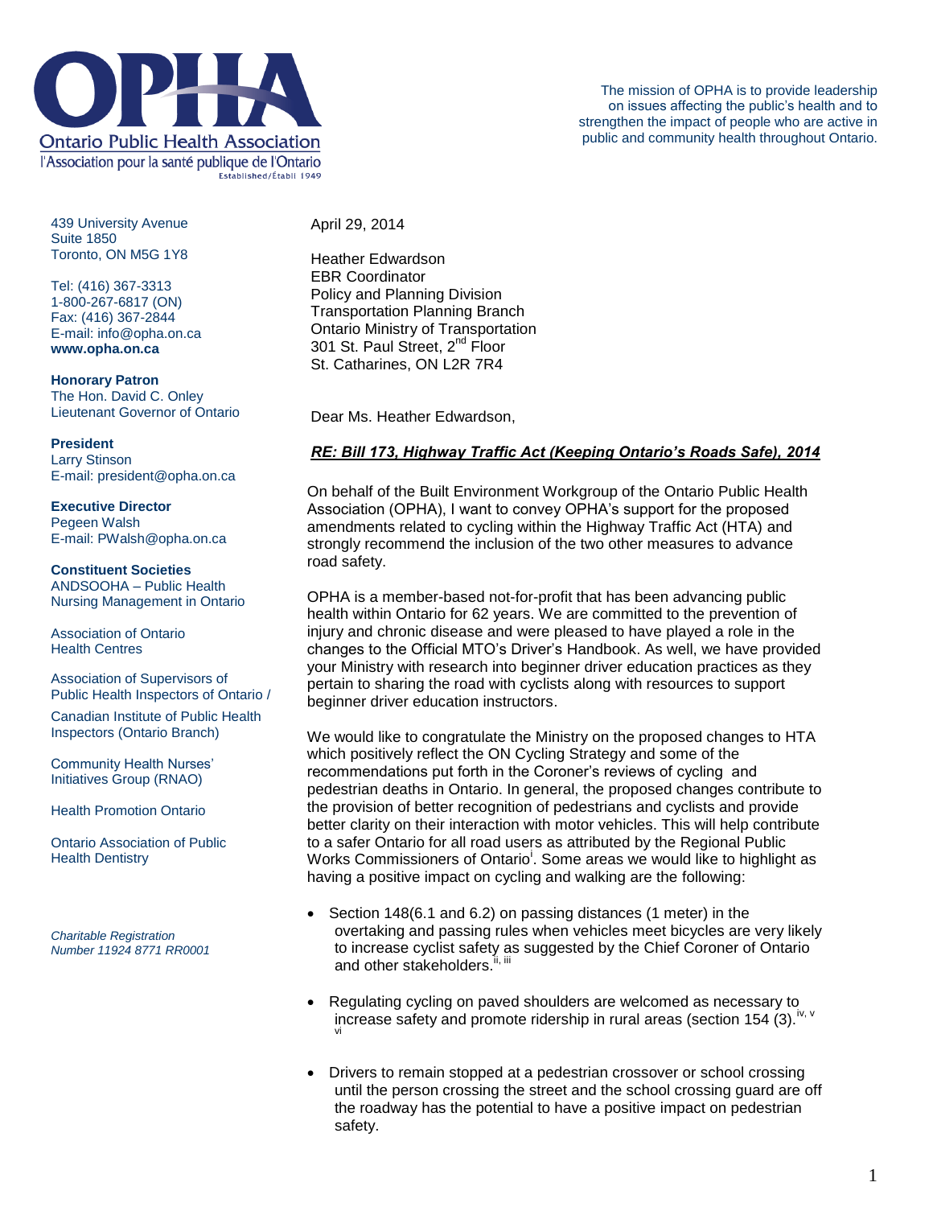# OPHA

Ontario Public Health Association

l'Association pour la santé publique de l'Ontario

Established/Établi 1949

The mission of OPHA is to provide leadership on issues affecting the public's health and to strengthen the impact of people who are active in public and community health throughout Ontario.

439 University Avenue
Suite 1850
Toronto, ON M5G 1Y8

Tel: (416) 367-3313
1-800-267-6817 (ON)
Fax: (416) 367-2844
E-mail: info@opha.on.ca
**www.opha.on.ca**

**Honorary Patron**
The Hon. David C. Onley
Lieutenant Governor of Ontario

**President**
Larry Stinson
E-mail: president@opha.on.ca

**Executive Director**
Pegeen Walsh
E-mail: PWalsh@opha.on.ca

**Constituent Societies**
ANDSOOHA – Public Health Nursing Management in Ontario

Association of Ontario Health Centres

Association of Supervisors of Public Health Inspectors of Ontario / Canadian Institute of Public Health Inspectors (Ontario Branch)

Community Health Nurses' Initiatives Group (RNAO)

Health Promotion Ontario

Ontario Association of Public Health Dentistry

*Charitable Registration Number 11924 8771 RR0001*

April 29, 2014

Heather Edwardson
EBR Coordinator
Policy and Planning Division
Transportation Planning Branch
Ontario Ministry of Transportation
301 St. Paul Street, 2nd Floor
St. Catharines, ON L2R 7R4

Dear Ms. Heather Edwardson,

***RE: Bill 173, Highway Traffic Act (Keeping Ontario's Roads Safe), 2014***

On behalf of the Built Environment Workgroup of the Ontario Public Health Association (OPHA), I want to convey OPHA's support for the proposed amendments related to cycling within the Highway Traffic Act (HTA) and strongly recommend the inclusion of the two other measures to advance road safety.

OPHA is a member-based not-for-profit that has been advancing public health within Ontario for 62 years. We are committed to the prevention of injury and chronic disease and were pleased to have played a role in the changes to the Official MTO's Driver's Handbook. As well, we have provided your Ministry with research into beginner driver education practices as they pertain to sharing the road with cyclists along with resources to support beginner driver education instructors.

We would like to congratulate the Ministry on the proposed changes to HTA which positively reflect the ON Cycling Strategy and some of the recommendations put forth in the Coroner's reviews of cycling and pedestrian deaths in Ontario. In general, the proposed changes contribute to the provision of better recognition of pedestrians and cyclists and provide better clarity on their interaction with motor vehicles. This will help contribute to a safer Ontario for all road users as attributed by the Regional Public Works Commissioners of Ontario[i]. Some areas we would like to highlight as having a positive impact on cycling and walking are the following:

- Section 148(6.1 and 6.2) on passing distances (1 meter) in the overtaking and passing rules when vehicles meet bicycles are very likely to increase cyclist safety as suggested by the Chief Coroner of Ontario and other stakeholders.[ii, iii]
- Regulating cycling on paved shoulders are welcomed as necessary to increase safety and promote ridership in rural areas (section 154 (3).[iv, v, vi]
- Drivers to remain stopped at a pedestrian crossover or school crossing until the person crossing the street and the school crossing guard are off the roadway has the potential to have a positive impact on pedestrian safety.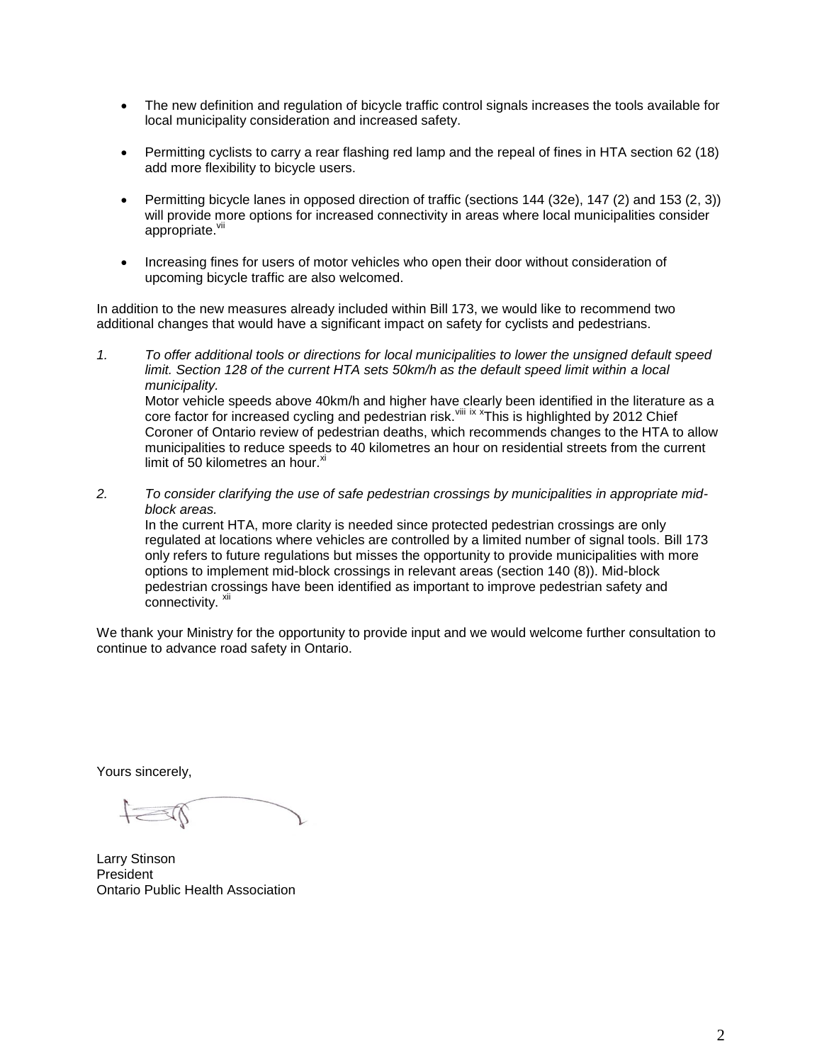- The new definition and regulation of bicycle traffic control signals increases the tools available for local municipality consideration and increased safety.

- Permitting cyclists to carry a rear flashing red lamp and the repeal of fines in HTA section 62 (18) add more flexibility to bicycle users.

- Permitting bicycle lanes in opposed direction of traffic (sections 144 (32e), 147 (2) and 153 (2, 3)) will provide more options for increased connectivity in areas where local municipalities consider appropriate.[vii]

- Increasing fines for users of motor vehicles who open their door without consideration of upcoming bicycle traffic are also welcomed.

In addition to the new measures already included within Bill 173, we would like to recommend two additional changes that would have a significant impact on safety for cyclists and pedestrians.

1. *To offer additional tools or directions for local municipalities to lower the unsigned default speed limit. Section 128 of the current HTA sets 50km/h as the default speed limit within a local municipality.*
   Motor vehicle speeds above 40km/h and higher have clearly been identified in the literature as a core factor for increased cycling and pedestrian risk.[viii ix x]This is highlighted by 2012 Chief Coroner of Ontario review of pedestrian deaths, which recommends changes to the HTA to allow municipalities to reduce speeds to 40 kilometres an hour on residential streets from the current limit of 50 kilometres an hour.[xi]

2. *To consider clarifying the use of safe pedestrian crossings by municipalities in appropriate mid-block areas.*
   In the current HTA, more clarity is needed since protected pedestrian crossings are only regulated at locations where vehicles are controlled by a limited number of signal tools. Bill 173 only refers to future regulations but misses the opportunity to provide municipalities with more options to implement mid-block crossings in relevant areas (section 140 (8)). Mid-block pedestrian crossings have been identified as important to improve pedestrian safety and connectivity. [xii]

We thank your Ministry for the opportunity to provide input and we would welcome further consultation to continue to advance road safety in Ontario.

Yours sincerely,

Larry Stinson
President
Ontario Public Health Association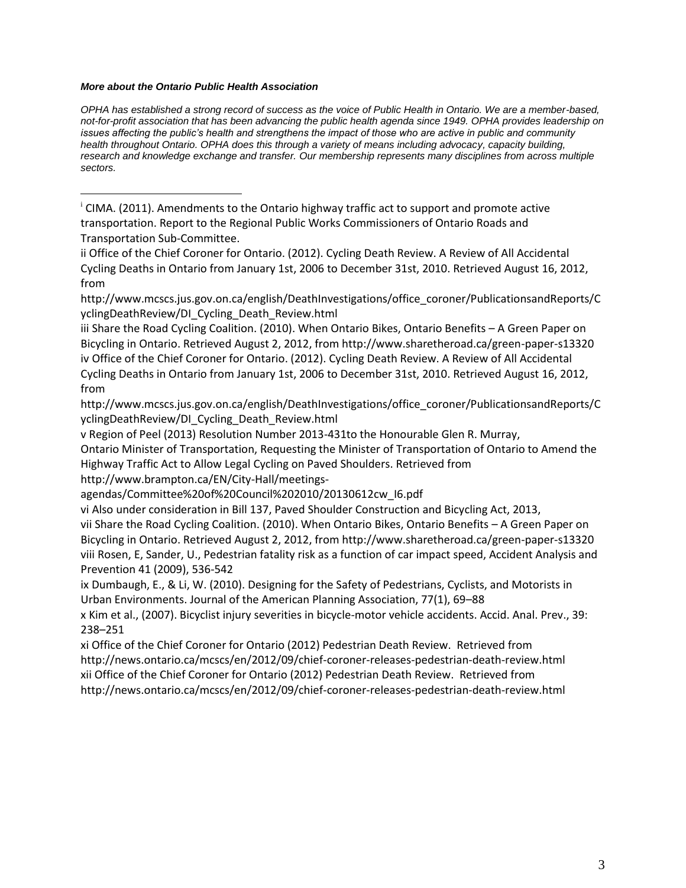***More about the Ontario Public Health Association***

*OPHA has established a strong record of success as the voice of Public Health in Ontario. We are a member-based, not-for-profit association that has been advancing the public health agenda since 1949. OPHA provides leadership on issues affecting the public's health and strengthens the impact of those who are active in public and community health throughout Ontario. OPHA does this through a variety of means including advocacy, capacity building, research and knowledge exchange and transfer. Our membership represents many disciplines from across multiple sectors.*

---

[i] CIMA. (2011). Amendments to the Ontario highway traffic act to support and promote active transportation. Report to the Regional Public Works Commissioners of Ontario Roads and Transportation Sub-Committee.

ii Office of the Chief Coroner for Ontario. (2012). Cycling Death Review. A Review of All Accidental Cycling Deaths in Ontario from January 1st, 2006 to December 31st, 2010. Retrieved August 16, 2012, from http://www.mcscs.jus.gov.on.ca/english/DeathInvestigations/office_coroner/PublicationsandReports/CyclingDeathReview/DI_Cycling_Death_Review.html

iii Share the Road Cycling Coalition. (2010). When Ontario Bikes, Ontario Benefits – A Green Paper on Bicycling in Ontario. Retrieved August 2, 2012, from http://www.sharetheroad.ca/green-paper-s13320

iv Office of the Chief Coroner for Ontario. (2012). Cycling Death Review. A Review of All Accidental Cycling Deaths in Ontario from January 1st, 2006 to December 31st, 2010. Retrieved August 16, 2012, from http://www.mcscs.jus.gov.on.ca/english/DeathInvestigations/office_coroner/PublicationsandReports/CyclingDeathReview/DI_Cycling_Death_Review.html

v Region of Peel (2013) Resolution Number 2013-431to the Honourable Glen R. Murray, Ontario Minister of Transportation, Requesting the Minister of Transportation of Ontario to Amend the Highway Traffic Act to Allow Legal Cycling on Paved Shoulders. Retrieved from http://www.brampton.ca/EN/City-Hall/meetings-agendas/Committee%20of%20Council%202010/20130612cw_I6.pdf

vi Also under consideration in Bill 137, Paved Shoulder Construction and Bicycling Act, 2013,

vii Share the Road Cycling Coalition. (2010). When Ontario Bikes, Ontario Benefits – A Green Paper on Bicycling in Ontario. Retrieved August 2, 2012, from http://www.sharetheroad.ca/green-paper-s13320

viii Rosen, E, Sander, U., Pedestrian fatality risk as a function of car impact speed, Accident Analysis and Prevention 41 (2009), 536-542

ix Dumbaugh, E., & Li, W. (2010). Designing for the Safety of Pedestrians, Cyclists, and Motorists in Urban Environments. Journal of the American Planning Association, 77(1), 69–88

x Kim et al., (2007). Bicyclist injury severities in bicycle-motor vehicle accidents. Accid. Anal. Prev., 39: 238–251

xi Office of the Chief Coroner for Ontario (2012) Pedestrian Death Review. Retrieved from http://news.ontario.ca/mcscs/en/2012/09/chief-coroner-releases-pedestrian-death-review.html

xii Office of the Chief Coroner for Ontario (2012) Pedestrian Death Review. Retrieved from http://news.ontario.ca/mcscs/en/2012/09/chief-coroner-releases-pedestrian-death-review.html